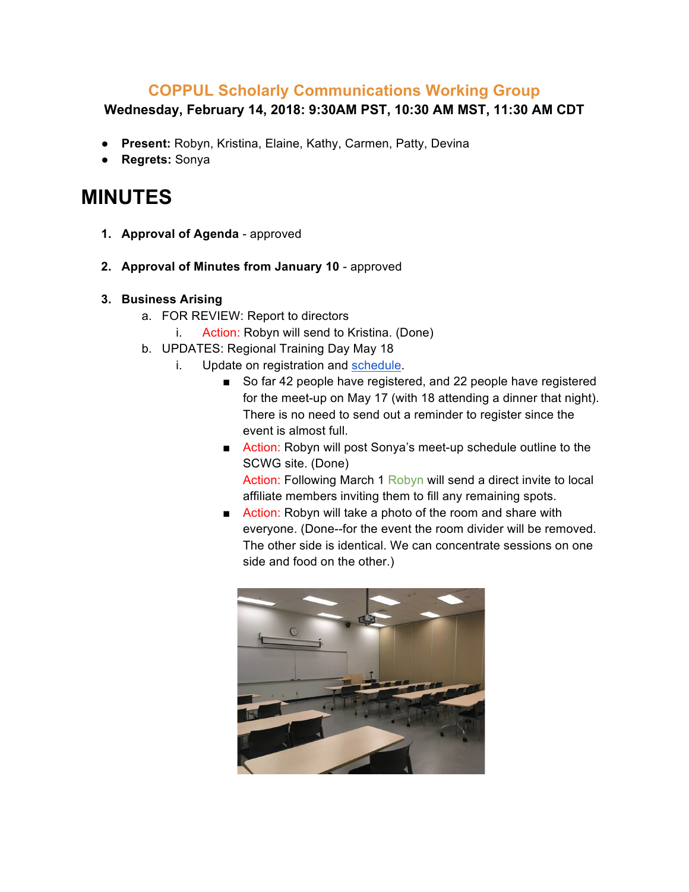## COPPUL Scholarly Communications Working Group

**Wednesday, February 14, 2018: 9:30AM PST, 10:30 AM MST, 11:30 AM CDT**

- **Present:** Robyn, Kristina, Elaine, Kathy, Carmen, Patty, Devina
- **Regrets:** Sonya

# MINUTES

1. **Approval of Agenda** - approved

2. **Approval of Minutes from January 10** - approved

3. **Business Arising**
   a. FOR REVIEW: Report to directors
      i. Action: Robyn will send to Kristina. (Done)
   b. UPDATES: Regional Training Day May 18
      i. Update on registration and schedule.
         - So far 42 people have registered, and 22 people have registered for the meet-up on May 17 (with 18 attending a dinner that night). There is no need to send out a reminder to register since the event is almost full.
         - Action: Robyn will post Sonya's meet-up schedule outline to the SCWG site. (Done)
           Action: Following March 1 Robyn will send a direct invite to local affiliate members inviting them to fill any remaining spots.
         - Action: Robyn will take a photo of the room and share with everyone. (Done--for the event the room divider will be removed. The other side is identical. We can concentrate sessions on one side and food on the other.)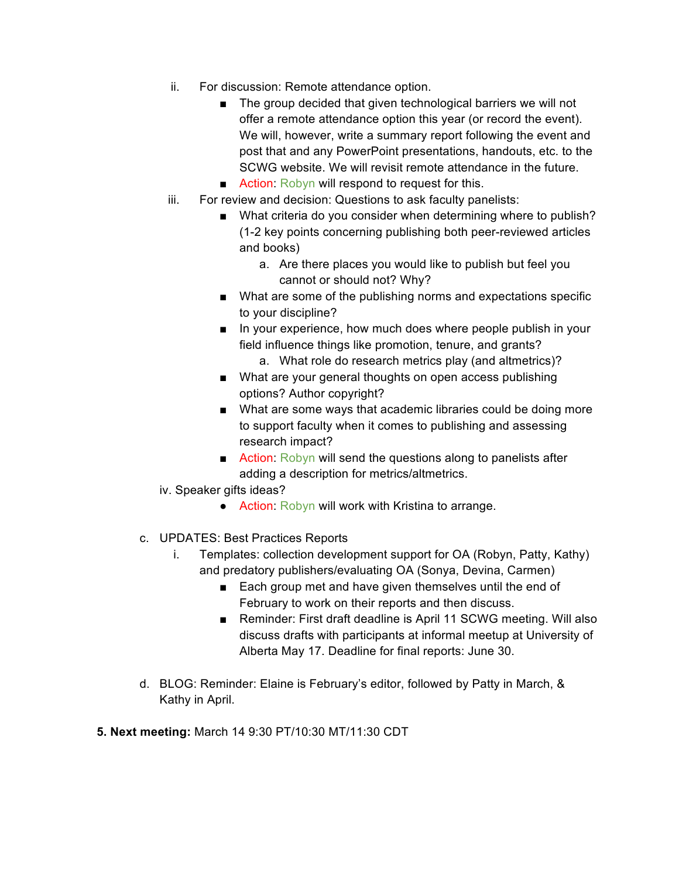ii. For discussion: Remote attendance option.
    - The group decided that given technological barriers we will not offer a remote attendance option this year (or record the event). We will, however, write a summary report following the event and post that and any PowerPoint presentations, handouts, etc. to the SCWG website. We will revisit remote attendance in the future.
    - Action: Robyn will respond to request for this.

iii. For review and decision: Questions to ask faculty panelists:
    - What criteria do you consider when determining where to publish? (1-2 key points concerning publishing both peer-reviewed articles and books)
        a. Are there places you would like to publish but feel you cannot or should not? Why?
    - What are some of the publishing norms and expectations specific to your discipline?
    - In your experience, how much does where people publish in your field influence things like promotion, tenure, and grants?
        a. What role do research metrics play (and altmetrics)?
    - What are your general thoughts on open access publishing options? Author copyright?
    - What are some ways that academic libraries could be doing more to support faculty when it comes to publishing and assessing research impact?
    - Action: Robyn will send the questions along to panelists after adding a description for metrics/altmetrics.

iv. Speaker gifts ideas?
    - Action: Robyn will work with Kristina to arrange.

c. UPDATES: Best Practices Reports
    i. Templates: collection development support for OA (Robyn, Patty, Kathy) and predatory publishers/evaluating OA (Sonya, Devina, Carmen)
        - Each group met and have given themselves until the end of February to work on their reports and then discuss.
        - Reminder: First draft deadline is April 11 SCWG meeting. Will also discuss drafts with participants at informal meetup at University of Alberta May 17. Deadline for final reports: June 30.

d. BLOG: Reminder: Elaine is February's editor, followed by Patty in March, & Kathy in April.

**5. Next meeting:** March 14 9:30 PT/10:30 MT/11:30 CDT